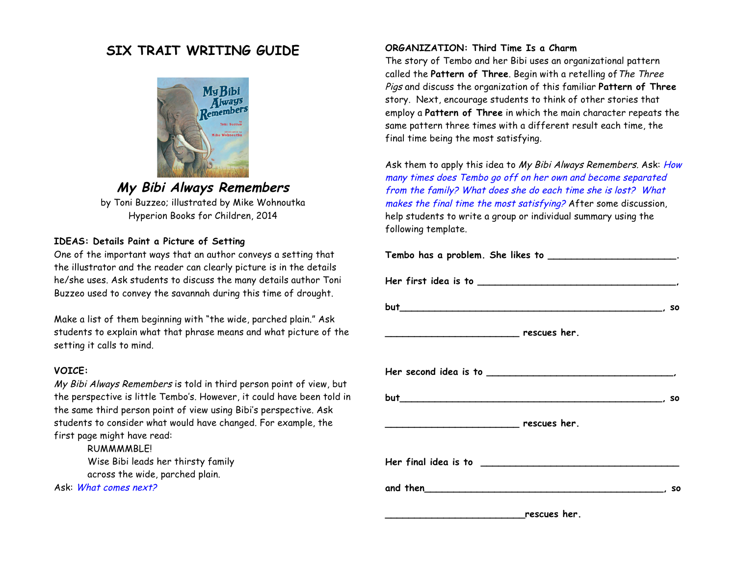# SIX TRAIT WRITING GUIDE

## *My Bibi Always Remembers*

by Toni Buzzeo; illustrated by Mike Wohnoutka
Hyperion Books for Children, 2014

### IDEAS: Details Paint a Picture of Setting

One of the important ways that an author conveys a setting that the illustrator and the reader can clearly picture is in the details he/she uses. Ask students to discuss the many details author Toni Buzzeo used to convey the savannah during this time of drought.

Make a list of them beginning with "the wide, parched plain." Ask students to explain what that phrase means and what picture of the setting it calls to mind.

### VOICE:

*My Bibi Always Remembers* is told in third person point of view, but the perspective is little Tembo's. However, it could have been told in the same third person point of view using Bibi's perspective. Ask students to consider what would have changed. For example, the first page might have read:

> RUMMMMBLE!
> Wise Bibi leads her thirsty family
> across the wide, parched plain.

Ask: *What comes next?*

### ORGANIZATION: Third Time Is a Charm

The story of Tembo and her Bibi uses an organizational pattern called the **Pattern of Three**. Begin with a retelling of *The Three Pigs* and discuss the organization of this familiar **Pattern of Three** story. Next, encourage students to think of other stories that employ a **Pattern of Three** in which the main character repeats the same pattern three times with a different result each time, the final time being the most satisfying.

Ask them to apply this idea to *My Bibi Always Remembers*. Ask: *How many times does Tembo go off on her own and become separated from the family? What does she do each time she is lost? What makes the final time the most satisfying?* After some discussion, help students to write a group or individual summary using the following template.

**Tembo has a problem. She likes to \_\_\_\_\_\_\_\_\_\_\_\_\_\_\_\_\_\_\_\_\_\_\_\_.**

**Her first idea is to \_\_\_\_\_\_\_\_\_\_\_\_\_\_\_\_\_\_\_\_\_\_\_\_\_\_\_\_\_\_\_\_\_\_\_\_,**

**but\_\_\_\_\_\_\_\_\_\_\_\_\_\_\_\_\_\_\_\_\_\_\_\_\_\_\_\_\_\_\_\_\_\_\_\_\_\_\_\_\_\_\_\_\_\_\_\_, so**

**\_\_\_\_\_\_\_\_\_\_\_\_\_\_\_\_\_\_\_\_\_\_\_\_ rescues her.**

**Her second idea is to \_\_\_\_\_\_\_\_\_\_\_\_\_\_\_\_\_\_\_\_\_\_\_\_\_\_\_\_\_\_\_\_\_\_,**

**but\_\_\_\_\_\_\_\_\_\_\_\_\_\_\_\_\_\_\_\_\_\_\_\_\_\_\_\_\_\_\_\_\_\_\_\_\_\_\_\_\_\_\_\_\_\_\_\_, so**

**\_\_\_\_\_\_\_\_\_\_\_\_\_\_\_\_\_\_\_\_\_\_\_\_ rescues her.**

**Her final idea is to \_\_\_\_\_\_\_\_\_\_\_\_\_\_\_\_\_\_\_\_\_\_\_\_\_\_\_\_\_\_\_\_\_\_\_\_**

**and then\_\_\_\_\_\_\_\_\_\_\_\_\_\_\_\_\_\_\_\_\_\_\_\_\_\_\_\_\_\_\_\_\_\_\_\_\_\_\_\_\_\_\_\_, so**

**\_\_\_\_\_\_\_\_\_\_\_\_\_\_\_\_\_\_\_\_\_\_\_\_\_rescues her.**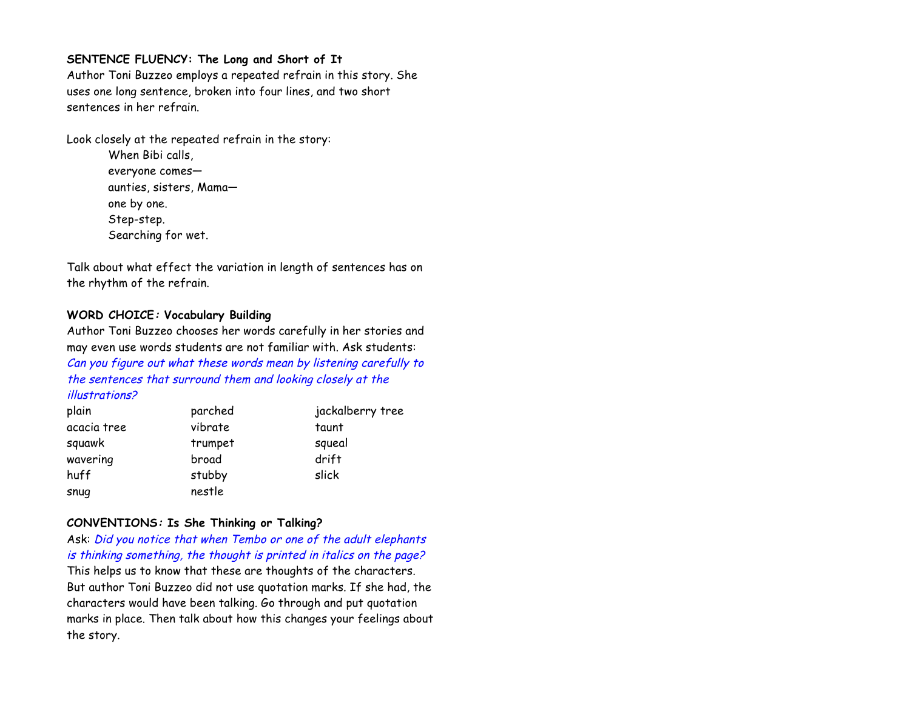**SENTENCE FLUENCY: The Long and Short of It**

Author Toni Buzzeo employs a repeated refrain in this story. She uses one long sentence, broken into four lines, and two short sentences in her refrain.

Look closely at the repeated refrain in the story:

> When Bibi calls,
> everyone comes—
> aunties, sisters, Mama—
> one by one.
> Step-step.
> Searching for wet.

Talk about what effect the variation in length of sentences has on the rhythm of the refrain.

**WORD CHOICE: Vocabulary Building**

Author Toni Buzzeo chooses her words carefully in her stories and may even use words students are not familiar with. Ask students: *Can you figure out what these words mean by listening carefully to the sentences that surround them and looking closely at the illustrations?*

| | | |
|---|---|---|
| plain | parched | jackalberry tree |
| acacia tree | vibrate | taunt |
| squawk | trumpet | squeal |
| wavering | broad | drift |
| huff | stubby | slick |
| snug | nestle | |

**CONVENTIONS: Is She Thinking or Talking?**

Ask: *Did you notice that when Tembo or one of the adult elephants is thinking something, the thought is printed in italics on the page?* This helps us to know that these are thoughts of the characters. But author Toni Buzzeo did not use quotation marks. If she had, the characters would have been talking. Go through and put quotation marks in place. Then talk about how this changes your feelings about the story.